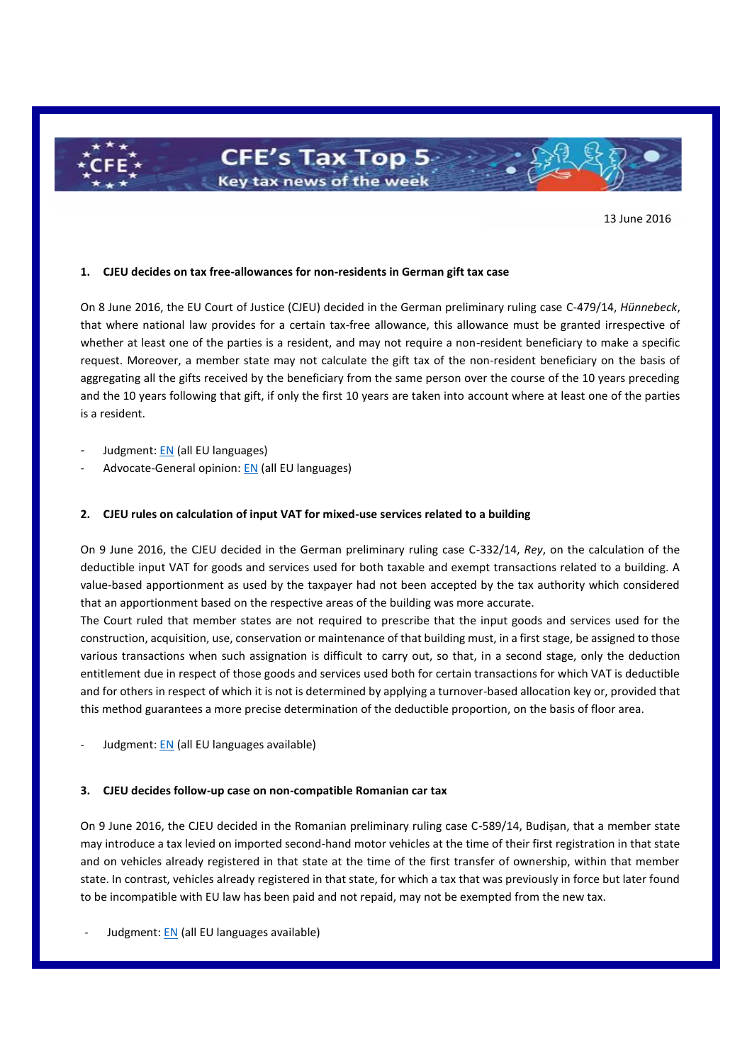# CFE's Tax Top 5

Key tax news of the week

13 June 2016

## 1. CJEU decides on tax free-allowances for non-residents in German gift tax case

On 8 June 2016, the EU Court of Justice (CJEU) decided in the German preliminary ruling case C-479/14, *Hünnebeck*, that where national law provides for a certain tax-free allowance, this allowance must be granted irrespective of whether at least one of the parties is a resident, and may not require a non-resident beneficiary to make a specific request. Moreover, a member state may not calculate the gift tax of the non-resident beneficiary on the basis of aggregating all the gifts received by the beneficiary from the same person over the course of the 10 years preceding and the 10 years following that gift, if only the first 10 years are taken into account where at least one of the parties is a resident.

- Judgment: EN (all EU languages)
- Advocate-General opinion: EN (all EU languages)

## 2. CJEU rules on calculation of input VAT for mixed-use services related to a building

On 9 June 2016, the CJEU decided in the German preliminary ruling case C-332/14, *Rey*, on the calculation of the deductible input VAT for goods and services used for both taxable and exempt transactions related to a building. A value-based apportionment as used by the taxpayer had not been accepted by the tax authority which considered that an apportionment based on the respective areas of the building was more accurate.

The Court ruled that member states are not required to prescribe that the input goods and services used for the construction, acquisition, use, conservation or maintenance of that building must, in a first stage, be assigned to those various transactions when such assignation is difficult to carry out, so that, in a second stage, only the deduction entitlement due in respect of those goods and services used both for certain transactions for which VAT is deductible and for others in respect of which it is not is determined by applying a turnover-based allocation key or, provided that this method guarantees a more precise determination of the deductible proportion, on the basis of floor area.

- Judgment: EN (all EU languages available)

## 3. CJEU decides follow-up case on non-compatible Romanian car tax

On 9 June 2016, the CJEU decided in the Romanian preliminary ruling case C-589/14, Budișan, that a member state may introduce a tax levied on imported second-hand motor vehicles at the time of their first registration in that state and on vehicles already registered in that state at the time of the first transfer of ownership, within that member state. In contrast, vehicles already registered in that state, for which a tax that was previously in force but later found to be incompatible with EU law has been paid and not repaid, may not be exempted from the new tax.

- Judgment: EN (all EU languages available)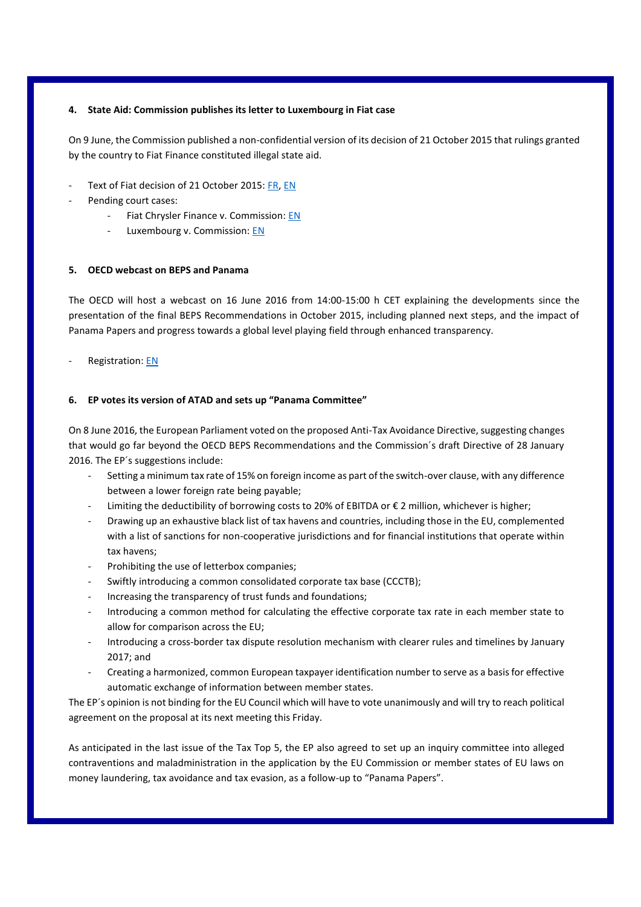#### 4. State Aid: Commission publishes its letter to Luxembourg in Fiat case

On 9 June, the Commission published a non-confidential version of its decision of 21 October 2015 that rulings granted by the country to Fiat Finance constituted illegal state aid.

- Text of Fiat decision of 21 October 2015: FR, EN
- Pending court cases:
  - Fiat Chrysler Finance v. Commission: EN
  - Luxembourg v. Commission: EN

#### 5. OECD webcast on BEPS and Panama

The OECD will host a webcast on 16 June 2016 from 14:00-15:00 h CET explaining the developments since the presentation of the final BEPS Recommendations in October 2015, including planned next steps, and the impact of Panama Papers and progress towards a global level playing field through enhanced transparency.

- Registration: EN

#### 6. EP votes its version of ATAD and sets up "Panama Committee"

On 8 June 2016, the European Parliament voted on the proposed Anti-Tax Avoidance Directive, suggesting changes that would go far beyond the OECD BEPS Recommendations and the Commission´s draft Directive of 28 January 2016. The EP´s suggestions include:

- Setting a minimum tax rate of 15% on foreign income as part of the switch-over clause, with any difference between a lower foreign rate being payable;
- Limiting the deductibility of borrowing costs to 20% of EBITDA or € 2 million, whichever is higher;
- Drawing up an exhaustive black list of tax havens and countries, including those in the EU, complemented with a list of sanctions for non-cooperative jurisdictions and for financial institutions that operate within tax havens;
- Prohibiting the use of letterbox companies;
- Swiftly introducing a common consolidated corporate tax base (CCCTB);
- Increasing the transparency of trust funds and foundations;
- Introducing a common method for calculating the effective corporate tax rate in each member state to allow for comparison across the EU;
- Introducing a cross-border tax dispute resolution mechanism with clearer rules and timelines by January 2017; and
- Creating a harmonized, common European taxpayer identification number to serve as a basis for effective automatic exchange of information between member states.

The EP´s opinion is not binding for the EU Council which will have to vote unanimously and will try to reach political agreement on the proposal at its next meeting this Friday.

As anticipated in the last issue of the Tax Top 5, the EP also agreed to set up an inquiry committee into alleged contraventions and maladministration in the application by the EU Commission or member states of EU laws on money laundering, tax avoidance and tax evasion, as a follow-up to "Panama Papers".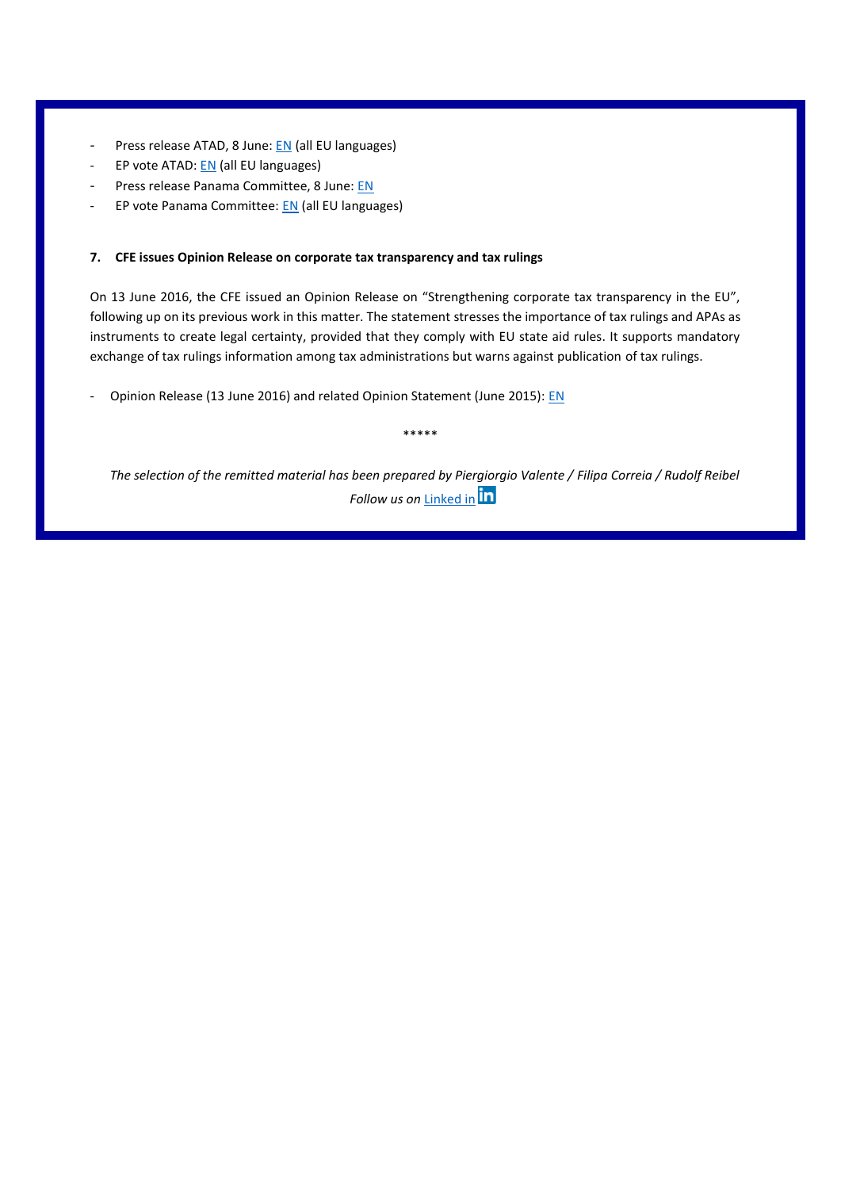- Press release ATAD, 8 June: EN (all EU languages)
- EP vote ATAD: EN (all EU languages)
- Press release Panama Committee, 8 June: EN
- EP vote Panama Committee: EN (all EU languages)

**7. CFE issues Opinion Release on corporate tax transparency and tax rulings**

On 13 June 2016, the CFE issued an Opinion Release on "Strengthening corporate tax transparency in the EU", following up on its previous work in this matter. The statement stresses the importance of tax rulings and APAs as instruments to create legal certainty, provided that they comply with EU state aid rules. It supports mandatory exchange of tax rulings information among tax administrations but warns against publication of tax rulings.

- Opinion Release (13 June 2016) and related Opinion Statement (June 2015): EN

*****

*The selection of the remitted material has been prepared by Piergiorgio Valente / Filipa Correia / Rudolf Reibel*

*Follow us on* Linked in